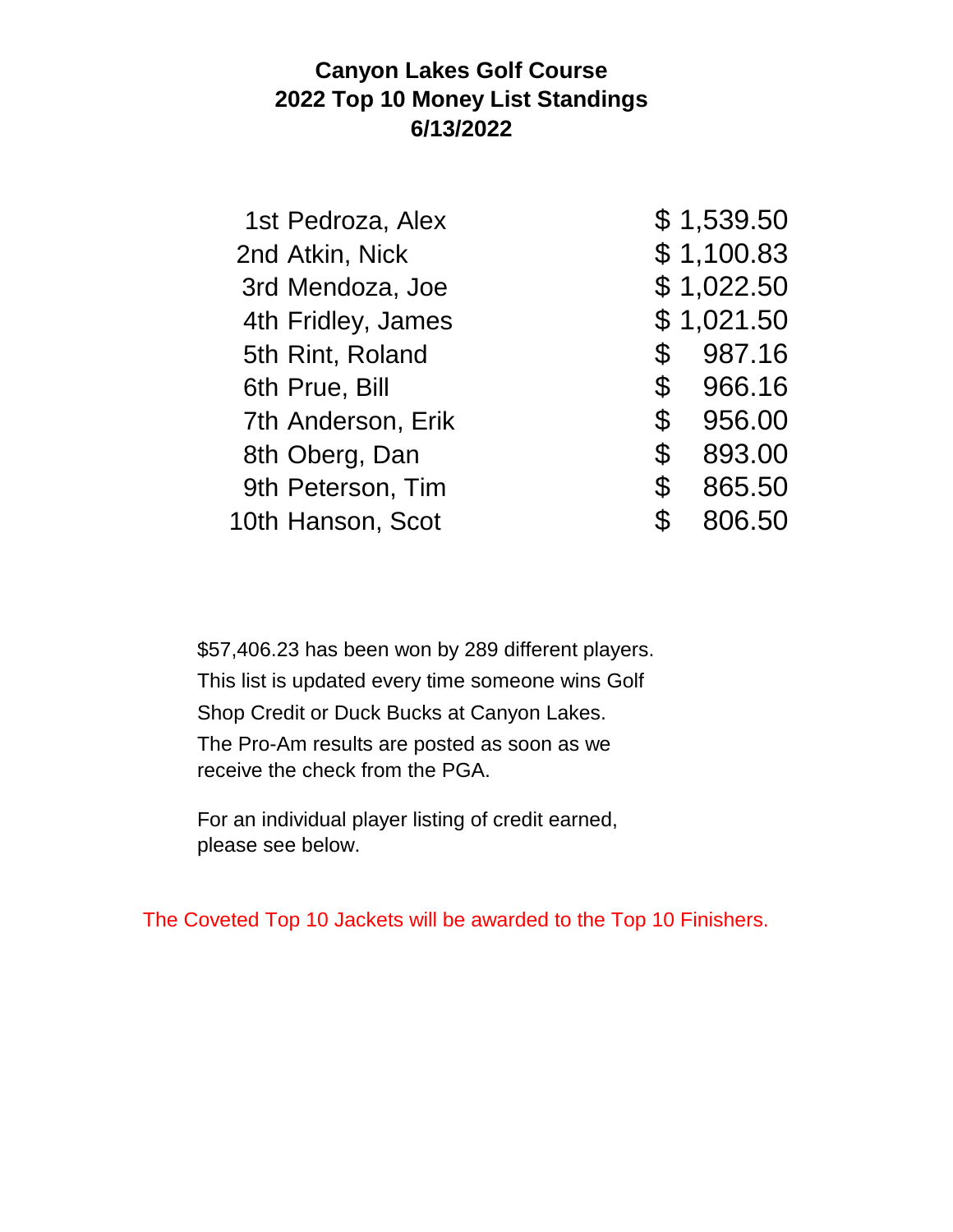# Canyon Lakes Golf Course
## 2022 Top 10 Money List Standings
## 6/13/2022

| Place | Name | Amount |
| --- | --- | --- |
| 1st | Pedroza, Alex | $ 1,539.50 |
| 2nd | Atkin, Nick | $ 1,100.83 |
| 3rd | Mendoza, Joe | $ 1,022.50 |
| 4th | Fridley, James | $ 1,021.50 |
| 5th | Rint, Roland | $ 987.16 |
| 6th | Prue, Bill | $ 966.16 |
| 7th | Anderson, Erik | $ 956.00 |
| 8th | Oberg, Dan | $ 893.00 |
| 9th | Peterson, Tim | $ 865.50 |
| 10th | Hanson, Scot | $ 806.50 |

$57,406.23 has been won by 289 different players.
This list is updated every time someone wins Golf Shop Credit or Duck Bucks at Canyon Lakes.
The Pro-Am results are posted as soon as we receive the check from the PGA.

For an individual player listing of credit earned, please see below.

The Coveted Top 10 Jackets will be awarded to the Top 10 Finishers.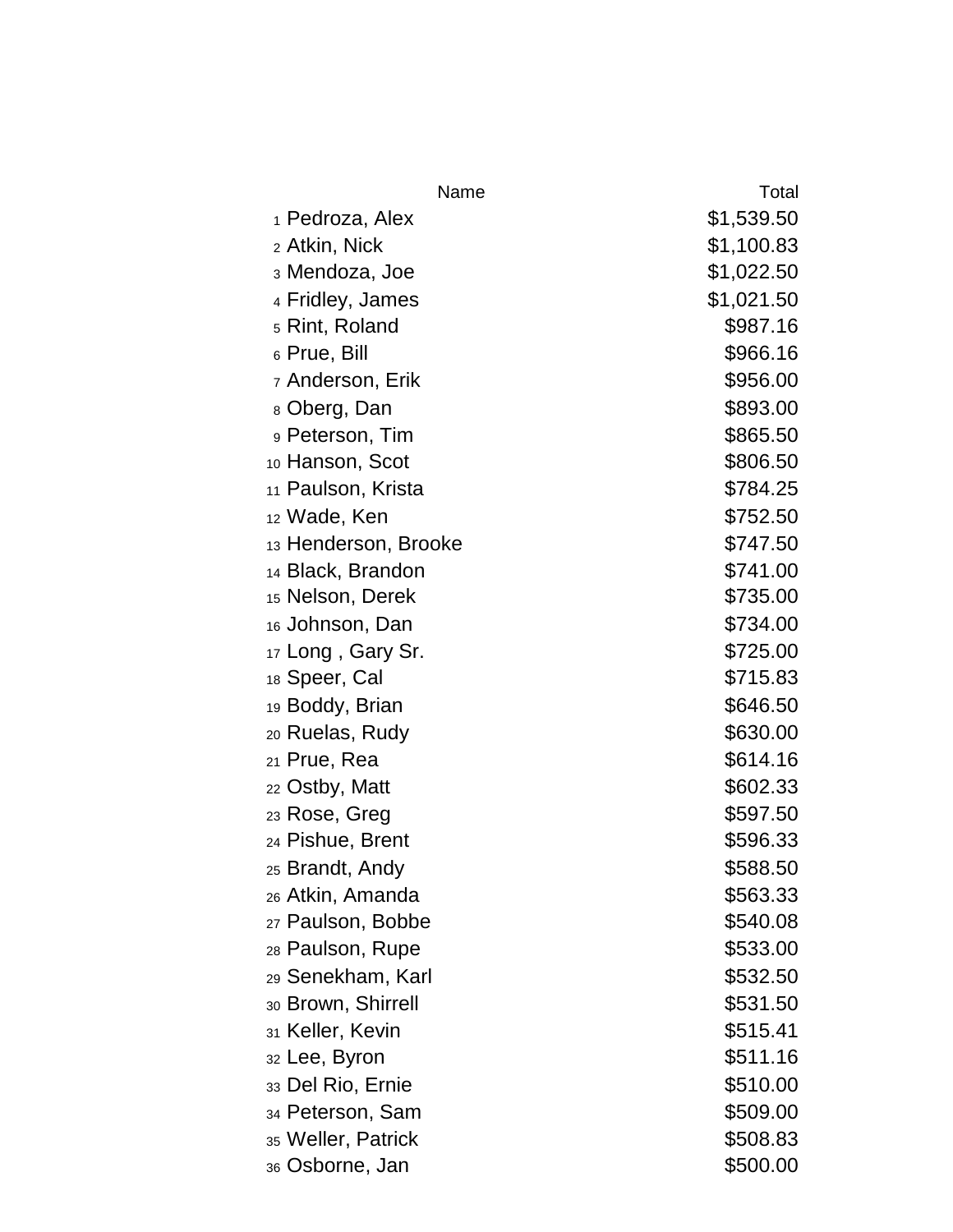| | Name | Total |
|---|---|---|
| 1 | Pedroza, Alex | $1,539.50 |
| 2 | Atkin, Nick | $1,100.83 |
| 3 | Mendoza, Joe | $1,022.50 |
| 4 | Fridley, James | $1,021.50 |
| 5 | Rint, Roland | $987.16 |
| 6 | Prue, Bill | $966.16 |
| 7 | Anderson, Erik | $956.00 |
| 8 | Oberg, Dan | $893.00 |
| 9 | Peterson, Tim | $865.50 |
| 10 | Hanson, Scot | $806.50 |
| 11 | Paulson, Krista | $784.25 |
| 12 | Wade, Ken | $752.50 |
| 13 | Henderson, Brooke | $747.50 |
| 14 | Black, Brandon | $741.00 |
| 15 | Nelson, Derek | $735.00 |
| 16 | Johnson, Dan | $734.00 |
| 17 | Long , Gary Sr. | $725.00 |
| 18 | Speer, Cal | $715.83 |
| 19 | Boddy, Brian | $646.50 |
| 20 | Ruelas, Rudy | $630.00 |
| 21 | Prue, Rea | $614.16 |
| 22 | Ostby, Matt | $602.33 |
| 23 | Rose, Greg | $597.50 |
| 24 | Pishue, Brent | $596.33 |
| 25 | Brandt, Andy | $588.50 |
| 26 | Atkin, Amanda | $563.33 |
| 27 | Paulson, Bobbe | $540.08 |
| 28 | Paulson, Rupe | $533.00 |
| 29 | Senekham, Karl | $532.50 |
| 30 | Brown, Shirrell | $531.50 |
| 31 | Keller, Kevin | $515.41 |
| 32 | Lee, Byron | $511.16 |
| 33 | Del Rio, Ernie | $510.00 |
| 34 | Peterson, Sam | $509.00 |
| 35 | Weller, Patrick | $508.83 |
| 36 | Osborne, Jan | $500.00 |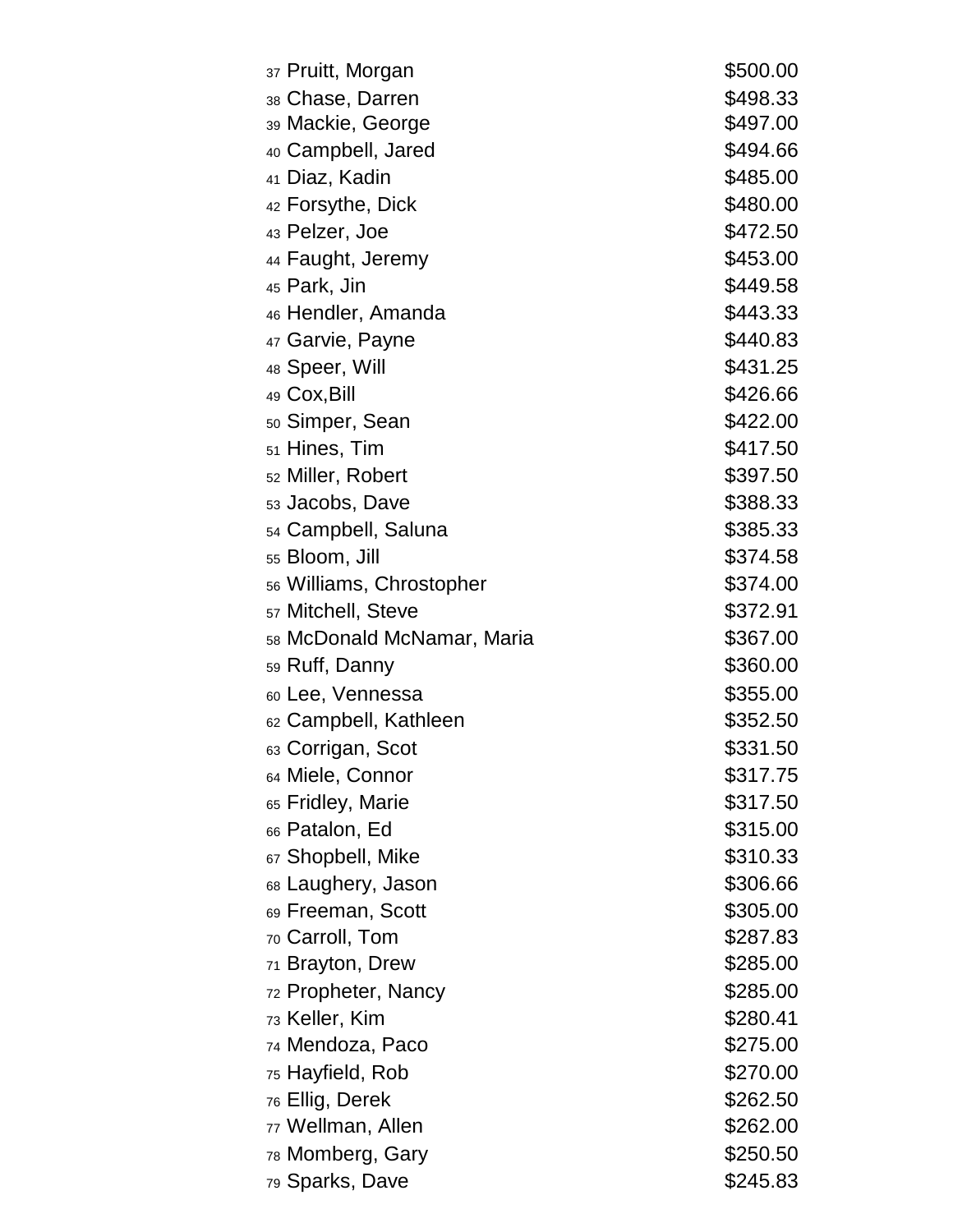| | | |
|---|---|---|
| 37 | Pruitt, Morgan | $500.00 |
| 38 | Chase, Darren | $498.33 |
| 39 | Mackie, George | $497.00 |
| 40 | Campbell, Jared | $494.66 |
| 41 | Diaz, Kadin | $485.00 |
| 42 | Forsythe, Dick | $480.00 |
| 43 | Pelzer, Joe | $472.50 |
| 44 | Faught, Jeremy | $453.00 |
| 45 | Park, Jin | $449.58 |
| 46 | Hendler, Amanda | $443.33 |
| 47 | Garvie, Payne | $440.83 |
| 48 | Speer, Will | $431.25 |
| 49 | Cox,Bill | $426.66 |
| 50 | Simper, Sean | $422.00 |
| 51 | Hines, Tim | $417.50 |
| 52 | Miller, Robert | $397.50 |
| 53 | Jacobs, Dave | $388.33 |
| 54 | Campbell, Saluna | $385.33 |
| 55 | Bloom, Jill | $374.58 |
| 56 | Williams, Chrostopher | $374.00 |
| 57 | Mitchell, Steve | $372.91 |
| 58 | McDonald McNamar, Maria | $367.00 |
| 59 | Ruff, Danny | $360.00 |
| 60 | Lee, Vennessa | $355.00 |
| 62 | Campbell, Kathleen | $352.50 |
| 63 | Corrigan, Scot | $331.50 |
| 64 | Miele, Connor | $317.75 |
| 65 | Fridley, Marie | $317.50 |
| 66 | Patalon, Ed | $315.00 |
| 67 | Shopbell, Mike | $310.33 |
| 68 | Laughery, Jason | $306.66 |
| 69 | Freeman, Scott | $305.00 |
| 70 | Carroll, Tom | $287.83 |
| 71 | Brayton, Drew | $285.00 |
| 72 | Propheter, Nancy | $285.00 |
| 73 | Keller, Kim | $280.41 |
| 74 | Mendoza, Paco | $275.00 |
| 75 | Hayfield, Rob | $270.00 |
| 76 | Ellig, Derek | $262.50 |
| 77 | Wellman, Allen | $262.00 |
| 78 | Momberg, Gary | $250.50 |
| 79 | Sparks, Dave | $245.83 |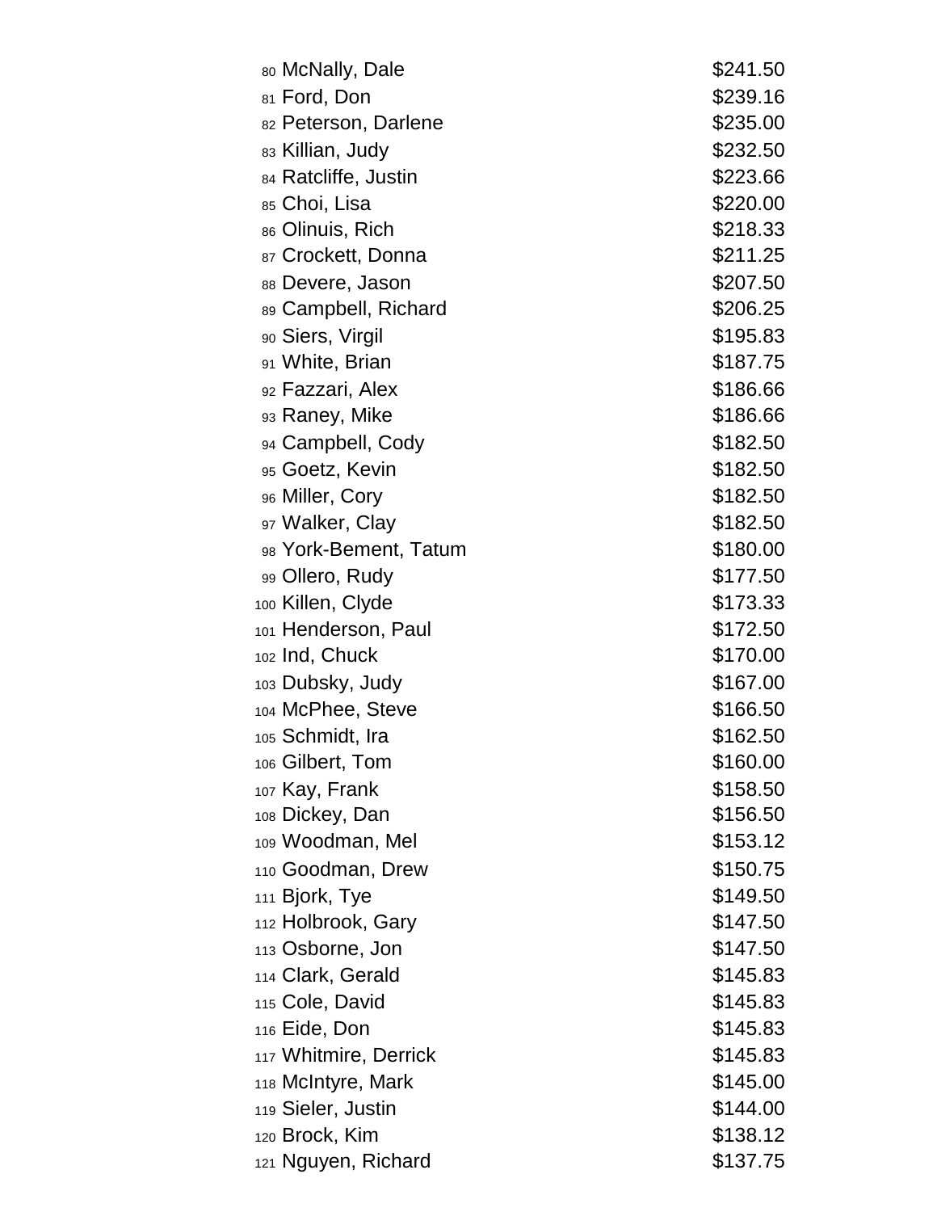| | | |
|---|---|---|
| 80 | McNally, Dale | $241.50 |
| 81 | Ford, Don | $239.16 |
| 82 | Peterson, Darlene | $235.00 |
| 83 | Killian, Judy | $232.50 |
| 84 | Ratcliffe, Justin | $223.66 |
| 85 | Choi, Lisa | $220.00 |
| 86 | Olinuis, Rich | $218.33 |
| 87 | Crockett, Donna | $211.25 |
| 88 | Devere, Jason | $207.50 |
| 89 | Campbell, Richard | $206.25 |
| 90 | Siers, Virgil | $195.83 |
| 91 | White, Brian | $187.75 |
| 92 | Fazzari, Alex | $186.66 |
| 93 | Raney, Mike | $186.66 |
| 94 | Campbell, Cody | $182.50 |
| 95 | Goetz, Kevin | $182.50 |
| 96 | Miller, Cory | $182.50 |
| 97 | Walker, Clay | $182.50 |
| 98 | York-Bement, Tatum | $180.00 |
| 99 | Ollero, Rudy | $177.50 |
| 100 | Killen, Clyde | $173.33 |
| 101 | Henderson, Paul | $172.50 |
| 102 | Ind, Chuck | $170.00 |
| 103 | Dubsky, Judy | $167.00 |
| 104 | McPhee, Steve | $166.50 |
| 105 | Schmidt, Ira | $162.50 |
| 106 | Gilbert, Tom | $160.00 |
| 107 | Kay, Frank | $158.50 |
| 108 | Dickey, Dan | $156.50 |
| 109 | Woodman, Mel | $153.12 |
| 110 | Goodman, Drew | $150.75 |
| 111 | Bjork, Tye | $149.50 |
| 112 | Holbrook, Gary | $147.50 |
| 113 | Osborne, Jon | $147.50 |
| 114 | Clark, Gerald | $145.83 |
| 115 | Cole, David | $145.83 |
| 116 | Eide, Don | $145.83 |
| 117 | Whitmire, Derrick | $145.83 |
| 118 | McIntyre, Mark | $145.00 |
| 119 | Sieler, Justin | $144.00 |
| 120 | Brock, Kim | $138.12 |
| 121 | Nguyen, Richard | $137.75 |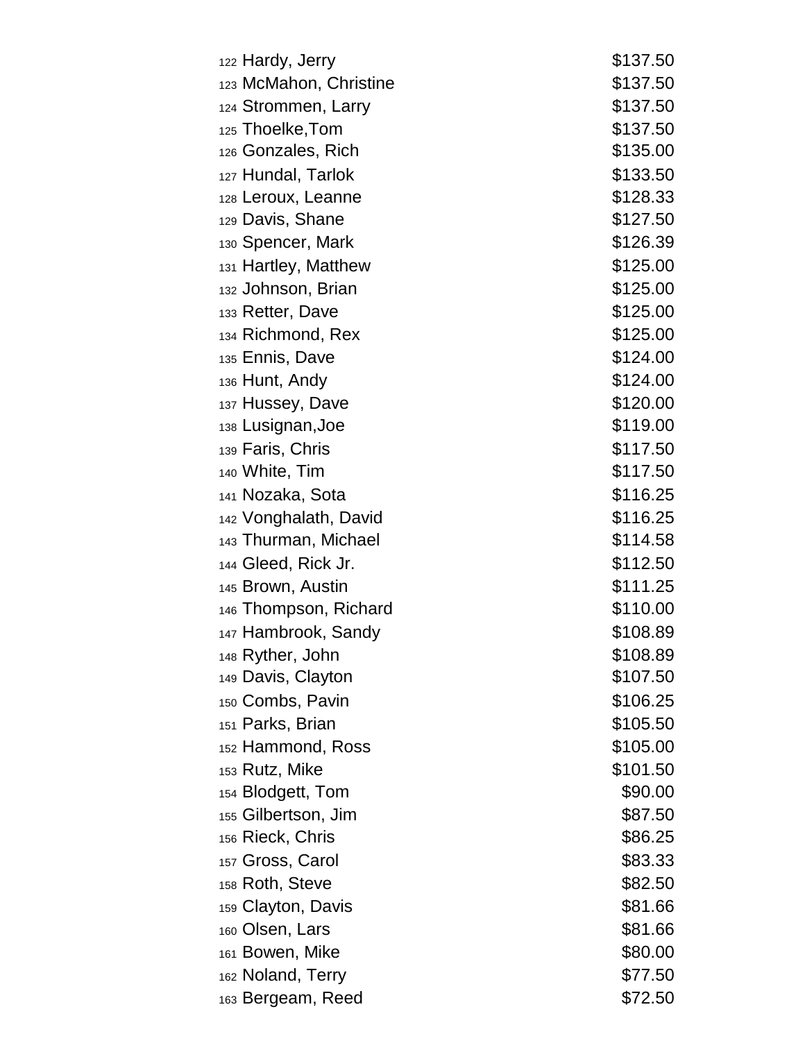| | | |
|---|---|---|
| 122 | Hardy, Jerry | $137.50 |
| 123 | McMahon, Christine | $137.50 |
| 124 | Strommen, Larry | $137.50 |
| 125 | Thoelke,Tom | $137.50 |
| 126 | Gonzales, Rich | $135.00 |
| 127 | Hundal, Tarlok | $133.50 |
| 128 | Leroux, Leanne | $128.33 |
| 129 | Davis, Shane | $127.50 |
| 130 | Spencer, Mark | $126.39 |
| 131 | Hartley, Matthew | $125.00 |
| 132 | Johnson, Brian | $125.00 |
| 133 | Retter, Dave | $125.00 |
| 134 | Richmond, Rex | $125.00 |
| 135 | Ennis, Dave | $124.00 |
| 136 | Hunt, Andy | $124.00 |
| 137 | Hussey, Dave | $120.00 |
| 138 | Lusignan,Joe | $119.00 |
| 139 | Faris, Chris | $117.50 |
| 140 | White, Tim | $117.50 |
| 141 | Nozaka, Sota | $116.25 |
| 142 | Vonghalath, David | $116.25 |
| 143 | Thurman, Michael | $114.58 |
| 144 | Gleed, Rick Jr. | $112.50 |
| 145 | Brown, Austin | $111.25 |
| 146 | Thompson, Richard | $110.00 |
| 147 | Hambrook, Sandy | $108.89 |
| 148 | Ryther, John | $108.89 |
| 149 | Davis, Clayton | $107.50 |
| 150 | Combs, Pavin | $106.25 |
| 151 | Parks, Brian | $105.50 |
| 152 | Hammond, Ross | $105.00 |
| 153 | Rutz, Mike | $101.50 |
| 154 | Blodgett, Tom | $90.00 |
| 155 | Gilbertson, Jim | $87.50 |
| 156 | Rieck, Chris | $86.25 |
| 157 | Gross, Carol | $83.33 |
| 158 | Roth, Steve | $82.50 |
| 159 | Clayton, Davis | $81.66 |
| 160 | Olsen, Lars | $81.66 |
| 161 | Bowen, Mike | $80.00 |
| 162 | Noland, Terry | $77.50 |
| 163 | Bergeam, Reed | $72.50 |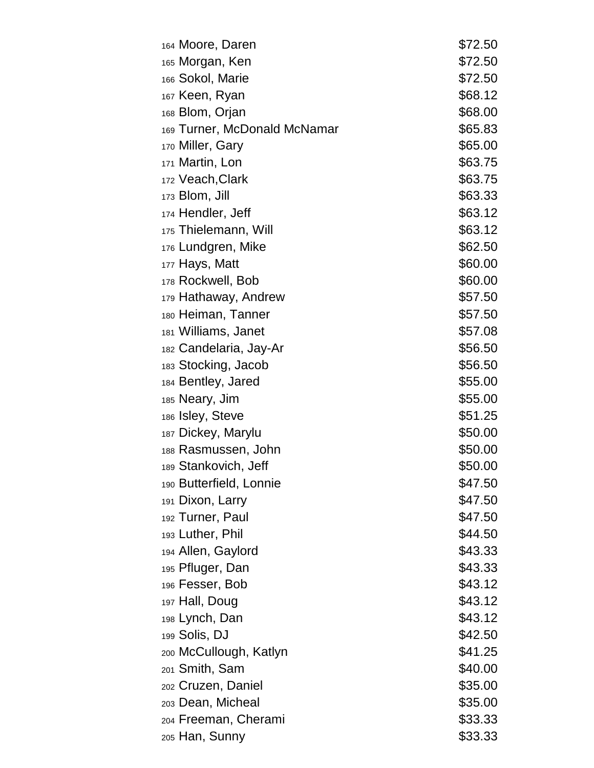| | | |
|---|---|---|
| 164 | Moore, Daren | $72.50 |
| 165 | Morgan, Ken | $72.50 |
| 166 | Sokol, Marie | $72.50 |
| 167 | Keen, Ryan | $68.12 |
| 168 | Blom, Orjan | $68.00 |
| 169 | Turner, McDonald McNamar | $65.83 |
| 170 | Miller, Gary | $65.00 |
| 171 | Martin, Lon | $63.75 |
| 172 | Veach,Clark | $63.75 |
| 173 | Blom, Jill | $63.33 |
| 174 | Hendler, Jeff | $63.12 |
| 175 | Thielemann, Will | $63.12 |
| 176 | Lundgren, Mike | $62.50 |
| 177 | Hays, Matt | $60.00 |
| 178 | Rockwell, Bob | $60.00 |
| 179 | Hathaway, Andrew | $57.50 |
| 180 | Heiman, Tanner | $57.50 |
| 181 | Williams, Janet | $57.08 |
| 182 | Candelaria, Jay-Ar | $56.50 |
| 183 | Stocking, Jacob | $56.50 |
| 184 | Bentley, Jared | $55.00 |
| 185 | Neary, Jim | $55.00 |
| 186 | Isley, Steve | $51.25 |
| 187 | Dickey, Marylu | $50.00 |
| 188 | Rasmussen, John | $50.00 |
| 189 | Stankovich, Jeff | $50.00 |
| 190 | Butterfield, Lonnie | $47.50 |
| 191 | Dixon, Larry | $47.50 |
| 192 | Turner, Paul | $47.50 |
| 193 | Luther, Phil | $44.50 |
| 194 | Allen, Gaylord | $43.33 |
| 195 | Pfluger, Dan | $43.33 |
| 196 | Fesser, Bob | $43.12 |
| 197 | Hall, Doug | $43.12 |
| 198 | Lynch, Dan | $43.12 |
| 199 | Solis, DJ | $42.50 |
| 200 | McCullough, Katlyn | $41.25 |
| 201 | Smith, Sam | $40.00 |
| 202 | Cruzen, Daniel | $35.00 |
| 203 | Dean, Micheal | $35.00 |
| 204 | Freeman, Cherami | $33.33 |
| 205 | Han, Sunny | $33.33 |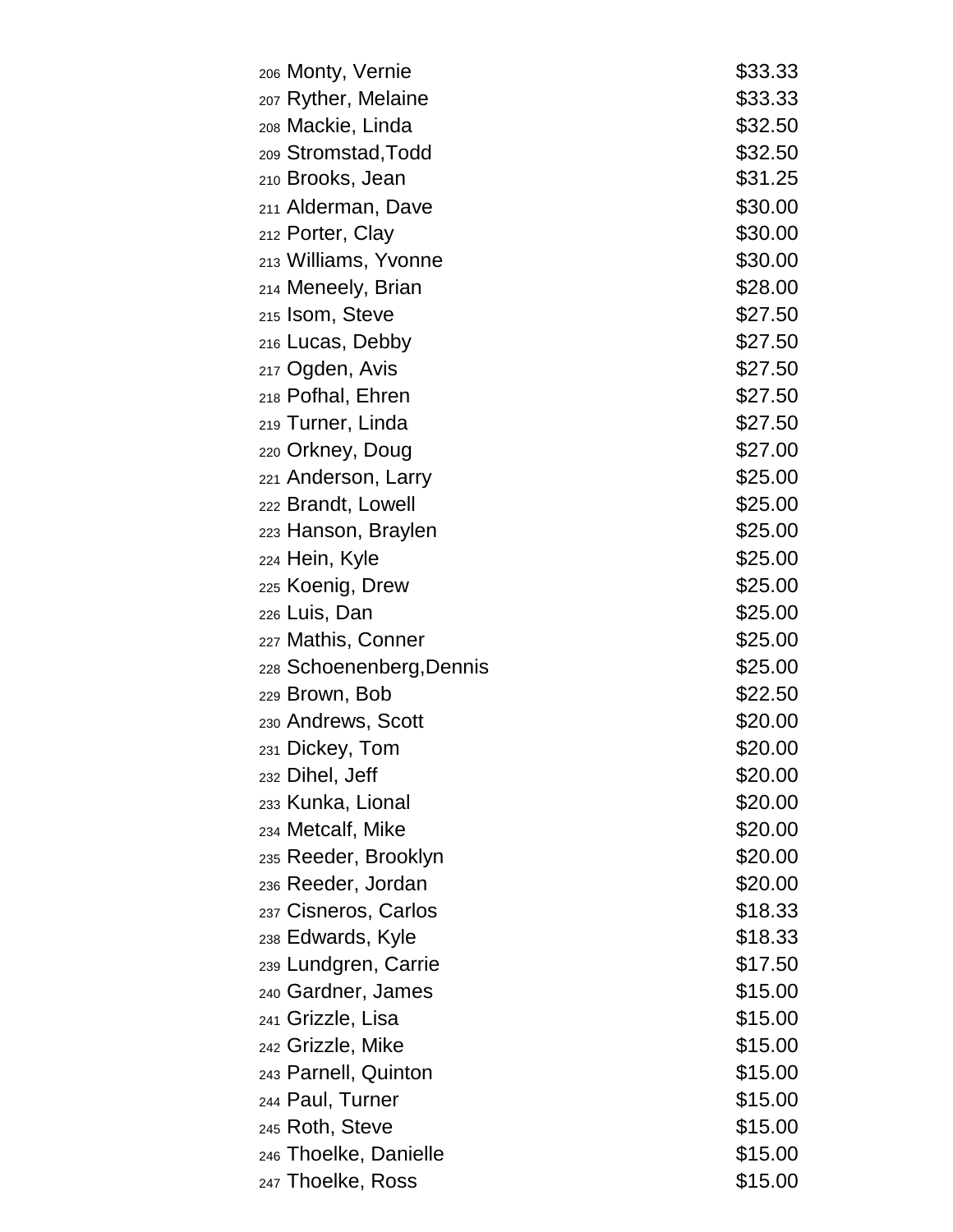| | | |
|---|---|---|
| 206 | Monty, Vernie | $33.33 |
| 207 | Ryther, Melaine | $33.33 |
| 208 | Mackie, Linda | $32.50 |
| 209 | Stromstad,Todd | $32.50 |
| 210 | Brooks, Jean | $31.25 |
| 211 | Alderman, Dave | $30.00 |
| 212 | Porter, Clay | $30.00 |
| 213 | Williams, Yvonne | $30.00 |
| 214 | Meneely, Brian | $28.00 |
| 215 | Isom, Steve | $27.50 |
| 216 | Lucas, Debby | $27.50 |
| 217 | Ogden, Avis | $27.50 |
| 218 | Pofhal, Ehren | $27.50 |
| 219 | Turner, Linda | $27.50 |
| 220 | Orkney, Doug | $27.00 |
| 221 | Anderson, Larry | $25.00 |
| 222 | Brandt, Lowell | $25.00 |
| 223 | Hanson, Braylen | $25.00 |
| 224 | Hein, Kyle | $25.00 |
| 225 | Koenig, Drew | $25.00 |
| 226 | Luis, Dan | $25.00 |
| 227 | Mathis, Conner | $25.00 |
| 228 | Schoenenberg,Dennis | $25.00 |
| 229 | Brown, Bob | $22.50 |
| 230 | Andrews, Scott | $20.00 |
| 231 | Dickey, Tom | $20.00 |
| 232 | Dihel, Jeff | $20.00 |
| 233 | Kunka, Lional | $20.00 |
| 234 | Metcalf, Mike | $20.00 |
| 235 | Reeder, Brooklyn | $20.00 |
| 236 | Reeder, Jordan | $20.00 |
| 237 | Cisneros, Carlos | $18.33 |
| 238 | Edwards, Kyle | $18.33 |
| 239 | Lundgren, Carrie | $17.50 |
| 240 | Gardner, James | $15.00 |
| 241 | Grizzle, Lisa | $15.00 |
| 242 | Grizzle, Mike | $15.00 |
| 243 | Parnell, Quinton | $15.00 |
| 244 | Paul, Turner | $15.00 |
| 245 | Roth, Steve | $15.00 |
| 246 | Thoelke, Danielle | $15.00 |
| 247 | Thoelke, Ross | $15.00 |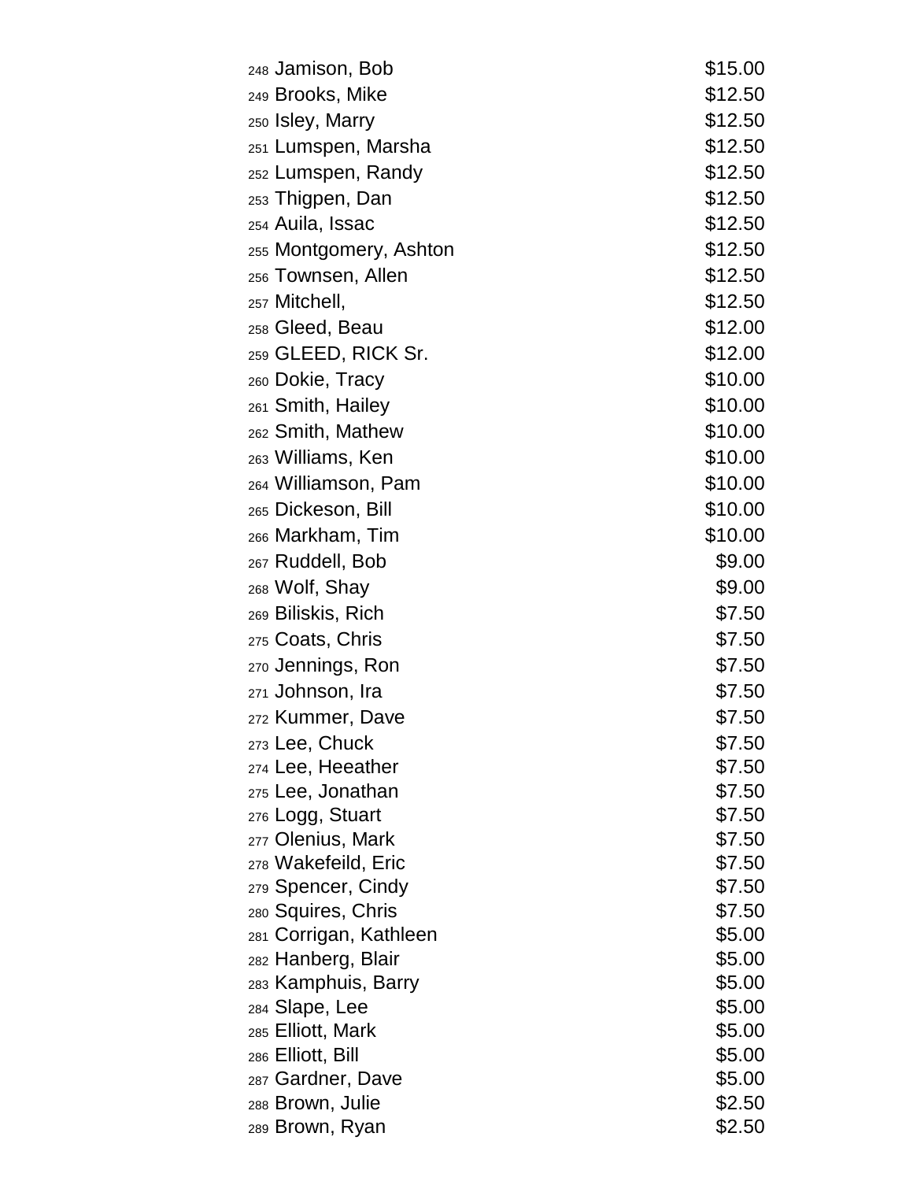| | | |
|---|---|---|
| 248 | Jamison, Bob | $15.00 |
| 249 | Brooks, Mike | $12.50 |
| 250 | Isley, Marry | $12.50 |
| 251 | Lumspen, Marsha | $12.50 |
| 252 | Lumspen, Randy | $12.50 |
| 253 | Thigpen, Dan | $12.50 |
| 254 | Auila, Issac | $12.50 |
| 255 | Montgomery, Ashton | $12.50 |
| 256 | Townsen, Allen | $12.50 |
| 257 | Mitchell, | $12.50 |
| 258 | Gleed, Beau | $12.00 |
| 259 | GLEED, RICK Sr. | $12.00 |
| 260 | Dokie, Tracy | $10.00 |
| 261 | Smith, Hailey | $10.00 |
| 262 | Smith, Mathew | $10.00 |
| 263 | Williams, Ken | $10.00 |
| 264 | Williamson, Pam | $10.00 |
| 265 | Dickeson, Bill | $10.00 |
| 266 | Markham, Tim | $10.00 |
| 267 | Ruddell, Bob | $9.00 |
| 268 | Wolf, Shay | $9.00 |
| 269 | Biliskis, Rich | $7.50 |
| 275 | Coats, Chris | $7.50 |
| 270 | Jennings, Ron | $7.50 |
| 271 | Johnson, Ira | $7.50 |
| 272 | Kummer, Dave | $7.50 |
| 273 | Lee, Chuck | $7.50 |
| 274 | Lee, Heeather | $7.50 |
| 275 | Lee, Jonathan | $7.50 |
| 276 | Logg, Stuart | $7.50 |
| 277 | Olenius, Mark | $7.50 |
| 278 | Wakefeild, Eric | $7.50 |
| 279 | Spencer, Cindy | $7.50 |
| 280 | Squires, Chris | $7.50 |
| 281 | Corrigan, Kathleen | $5.00 |
| 282 | Hanberg, Blair | $5.00 |
| 283 | Kamphuis, Barry | $5.00 |
| 284 | Slape, Lee | $5.00 |
| 285 | Elliott, Mark | $5.00 |
| 286 | Elliott, Bill | $5.00 |
| 287 | Gardner, Dave | $5.00 |
| 288 | Brown, Julie | $2.50 |
| 289 | Brown, Ryan | $2.50 |